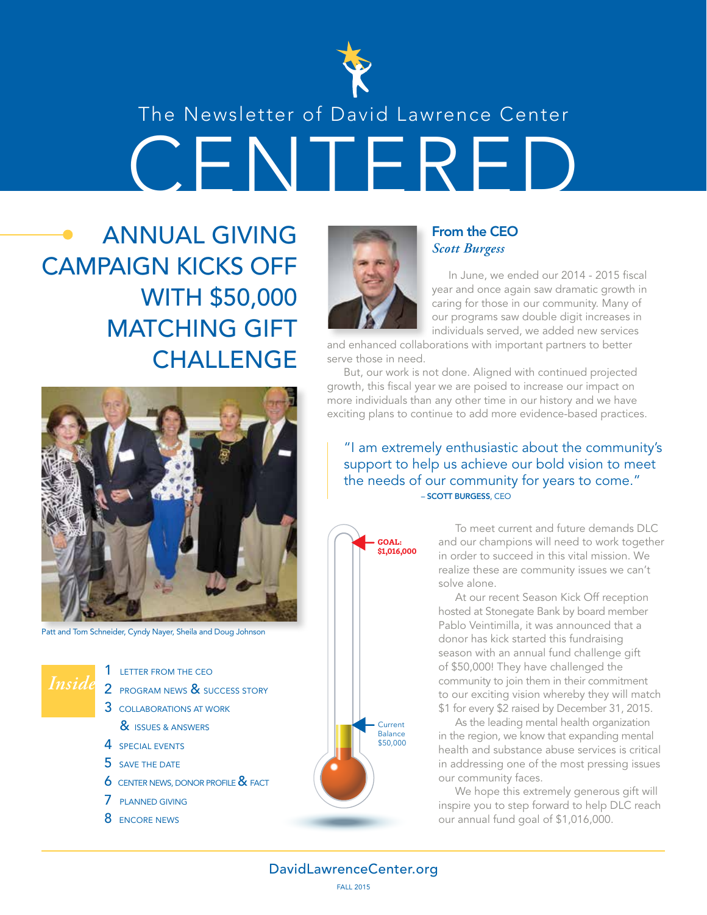The Newsletter of David Lawrence Center

# CENTERED

## ANNUAL GIVING CAMPAIGN KICKS OFF WITH $50,000 MATCHING GIFT CHALLENGE

Patt and Tom Schneider, Cyndy Nayer, Sheila and Doug Johnson

### Inside

1. LETTER FROM THE CEO
2. PROGRAM NEWS & SUCCESS STORY
3. COLLABORATIONS AT WORK & ISSUES & ANSWERS
4. SPECIAL EVENTS
5. SAVE THE DATE
6. CENTER NEWS, DONOR PROFILE & FACT
7. PLANNED GIVING
8. ENCORE NEWS

## From the CEO

*Scott Burgess*

In June, we ended our 2014 - 2015 fiscal year and once again saw dramatic growth in caring for those in our community. Many of our programs saw double digit increases in individuals served, we added new services and enhanced collaborations with important partners to better serve those in need.

But, our work is not done. Aligned with continued projected growth, this fiscal year we are poised to increase our impact on more individuals than any other time in our history and we have exciting plans to continue to add more evidence-based practices.

> "I am extremely enthusiastic about the community's support to help us achieve our bold vision to meet the needs of our community for years to come."
> – **SCOTT BURGESS**, CEO

**GOAL: $1,016,000**

Current Balance $50,000

To meet current and future demands DLC and our champions will need to work together in order to succeed in this vital mission. We realize these are community issues we can't solve alone.

At our recent Season Kick Off reception hosted at Stonegate Bank by board member Pablo Veintimilla, it was announced that a donor has kick started this fundraising season with an annual fund challenge gift of $50,000! They have challenged the community to join them in their commitment to our exciting vision whereby they will match $1 for every $2 raised by December 31, 2015.

As the leading mental health organization in the region, we know that expanding mental health and substance abuse services is critical in addressing one of the most pressing issues our community faces.

We hope this extremely generous gift will inspire you to step forward to help DLC reach our annual fund goal of $1,016,000.

DavidLawrenceCenter.org

FALL 2015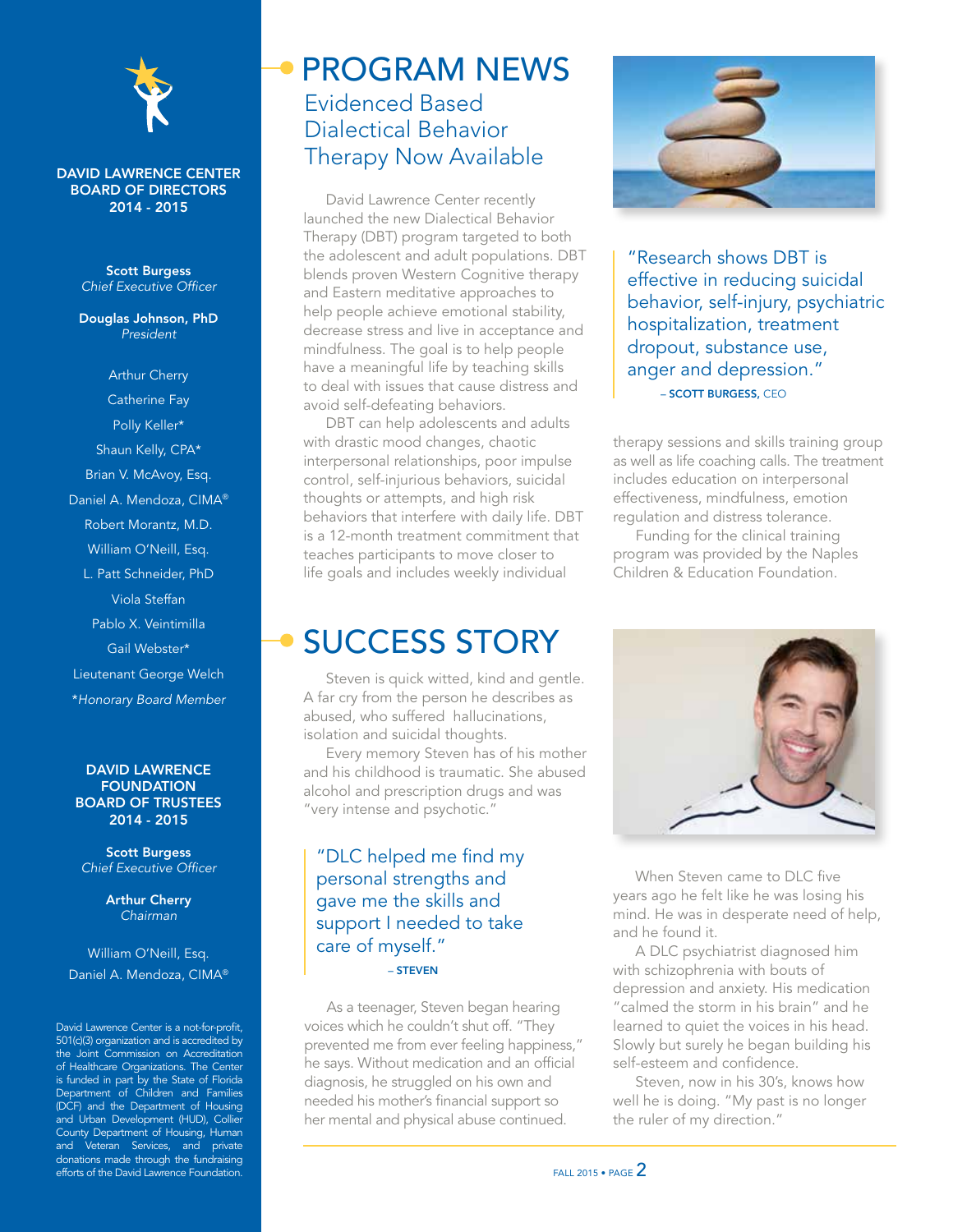**DAVID LAWRENCE CENTER BOARD OF DIRECTORS 2014 - 2015**

**Scott Burgess**
*Chief Executive Officer*

**Douglas Johnson, PhD**
*President*

Arthur Cherry
Catherine Fay
Polly Keller*
Shaun Kelly, CPA*
Brian V. McAvoy, Esq.
Daniel A. Mendoza, CIMA®
Robert Morantz, M.D.
William O'Neill, Esq.
L. Patt Schneider, PhD
Viola Steffan
Pablo X. Veintimilla
Gail Webster*
Lieutenant George Welch
*Honorary Board Member

**DAVID LAWRENCE FOUNDATION BOARD OF TRUSTEES 2014 - 2015**

**Scott Burgess**
*Chief Executive Officer*

**Arthur Cherry**
*Chairman*

William O'Neill, Esq.
Daniel A. Mendoza, CIMA®

David Lawrence Center is a not-for-profit, 501(c)(3) organization and is accredited by the Joint Commission on Accreditation of Healthcare Organizations. The Center is funded in part by the State of Florida Department of Children and Families (DCF) and the Department of Housing and Urban Development (HUD), Collier County Department of Housing, Human and Veteran Services, and private donations made through the fundraising efforts of the David Lawrence Foundation.

# PROGRAM NEWS

## Evidenced Based Dialectical Behavior Therapy Now Available

David Lawrence Center recently launched the new Dialectical Behavior Therapy (DBT) program targeted to both the adolescent and adult populations. DBT blends proven Western Cognitive therapy and Eastern meditative approaches to help people achieve emotional stability, decrease stress and live in acceptance and mindfulness. The goal is to help people have a meaningful life by teaching skills to deal with issues that cause distress and avoid self-defeating behaviors.

DBT can help adolescents and adults with drastic mood changes, chaotic interpersonal relationships, poor impulse control, self-injurious behaviors, suicidal thoughts or attempts, and high risk behaviors that interfere with daily life. DBT is a 12-month treatment commitment that teaches participants to move closer to life goals and includes weekly individual therapy sessions and skills training group as well as life coaching calls. The treatment includes education on interpersonal effectiveness, mindfulness, emotion regulation and distress tolerance.

Funding for the clinical training program was provided by the Naples Children & Education Foundation.

> "Research shows DBT is effective in reducing suicidal behavior, self-injury, psychiatric hospitalization, treatment dropout, substance use, anger and depression."
> – **SCOTT BURGESS**, CEO

# SUCCESS STORY

Steven is quick witted, kind and gentle. A far cry from the person he describes as abused, who suffered hallucinations, isolation and suicidal thoughts.

Every memory Steven has of his mother and his childhood is traumatic. She abused alcohol and prescription drugs and was "very intense and psychotic."

> "DLC helped me find my personal strengths and gave me the skills and support I needed to take care of myself."
> – **STEVEN**

As a teenager, Steven began hearing voices which he couldn't shut off. "They prevented me from ever feeling happiness," he says. Without medication and an official diagnosis, he struggled on his own and needed his mother's financial support so her mental and physical abuse continued.

When Steven came to DLC five years ago he felt like he was losing his mind. He was in desperate need of help, and he found it.

A DLC psychiatrist diagnosed him with schizophrenia with bouts of depression and anxiety. His medication "calmed the storm in his brain" and he learned to quiet the voices in his head. Slowly but surely he began building his self-esteem and confidence.

Steven, now in his 30's, knows how well he is doing. "My past is no longer the ruler of my direction."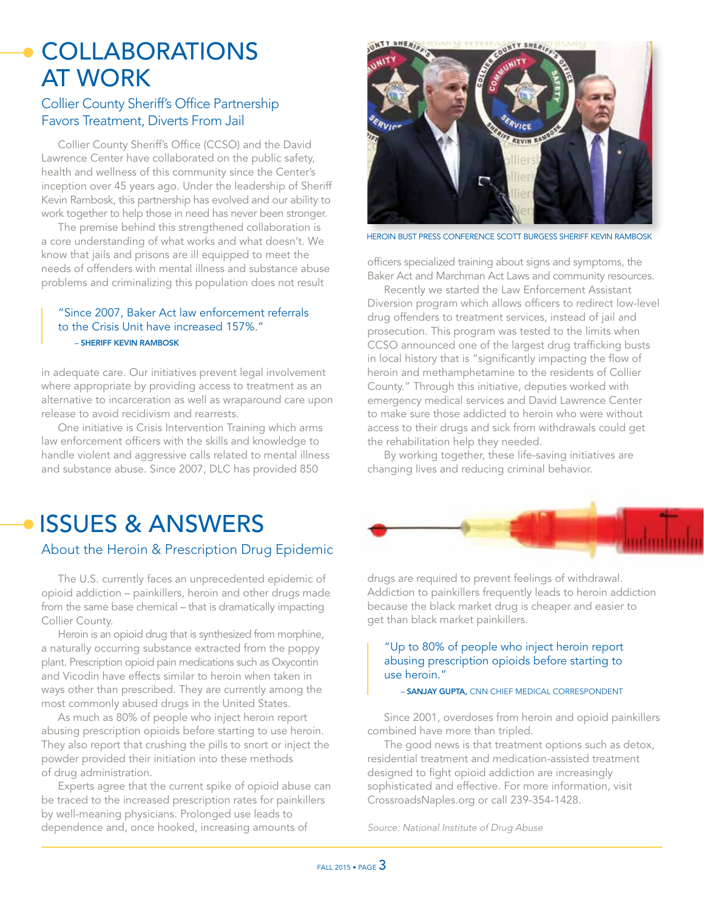# COLLABORATIONS AT WORK

## Collier County Sheriff's Office Partnership Favors Treatment, Diverts From Jail

Collier County Sheriff's Office (CCSO) and the David Lawrence Center have collaborated on the public safety, health and wellness of this community since the Center's inception over 45 years ago. Under the leadership of Sheriff Kevin Rambosk, this partnership has evolved and our ability to work together to help those in need has never been stronger.

The premise behind this strengthened collaboration is a core understanding of what works and what doesn't. We know that jails and prisons are ill equipped to meet the needs of offenders with mental illness and substance abuse problems and criminalizing this population does not result in adequate care. Our initiatives prevent legal involvement where appropriate by providing access to treatment as an alternative to incarceration as well as wraparound care upon release to avoid recidivism and rearrests.

> "Since 2007, Baker Act law enforcement referrals to the Crisis Unit have increased 157%."
>
> – SHERIFF KEVIN RAMBOSK

One initiative is Crisis Intervention Training which arms law enforcement officers with the skills and knowledge to handle violent and aggressive calls related to mental illness and substance abuse. Since 2007, DLC has provided 850 officers specialized training about signs and symptoms, the Baker Act and Marchman Act Laws and community resources.

HEROIN BUST PRESS CONFERENCE SCOTT BURGESS SHERIFF KEVIN RAMBOSK

Recently we started the Law Enforcement Assistant Diversion program which allows officers to redirect low-level drug offenders to treatment services, instead of jail and prosecution. This program was tested to the limits when CCSO announced one of the largest drug trafficking busts in local history that is "significantly impacting the flow of heroin and methamphetamine to the residents of Collier County." Through this initiative, deputies worked with emergency medical services and David Lawrence Center to make sure those addicted to heroin who were without access to their drugs and sick from withdrawals could get the rehabilitation help they needed.

By working together, these life-saving initiatives are changing lives and reducing criminal behavior.

# ISSUES & ANSWERS

## About the Heroin & Prescription Drug Epidemic

The U.S. currently faces an unprecedented epidemic of opioid addiction – painkillers, heroin and other drugs made from the same base chemical – that is dramatically impacting Collier County.

Heroin is an opioid drug that is synthesized from morphine, a naturally occurring substance extracted from the poppy plant. Prescription opioid pain medications such as Oxycontin and Vicodin have effects similar to heroin when taken in ways other than prescribed. They are currently among the most commonly abused drugs in the United States.

As much as 80% of people who inject heroin report abusing prescription opioids before starting to use heroin. They also report that crushing the pills to snort or inject the powder provided their initiation into these methods of drug administration.

Experts agree that the current spike of opioid abuse can be traced to the increased prescription rates for painkillers by well-meaning physicians. Prolonged use leads to dependence and, once hooked, increasing amounts of drugs are required to prevent feelings of withdrawal. Addiction to painkillers frequently leads to heroin addiction because the black market drug is cheaper and easier to get than black market painkillers.

> "Up to 80% of people who inject heroin report abusing prescription opioids before starting to use heroin."
>
> – **SANJAY GUPTA,** CNN CHIEF MEDICAL CORRESPONDENT

Since 2001, overdoses from heroin and opioid painkillers combined have more than tripled.

The good news is that treatment options such as detox, residential treatment and medication-assisted treatment designed to fight opioid addiction are increasingly sophisticated and effective. For more information, visit CrossroadsNaples.org or call 239-354-1428.

*Source: National Institute of Drug Abuse*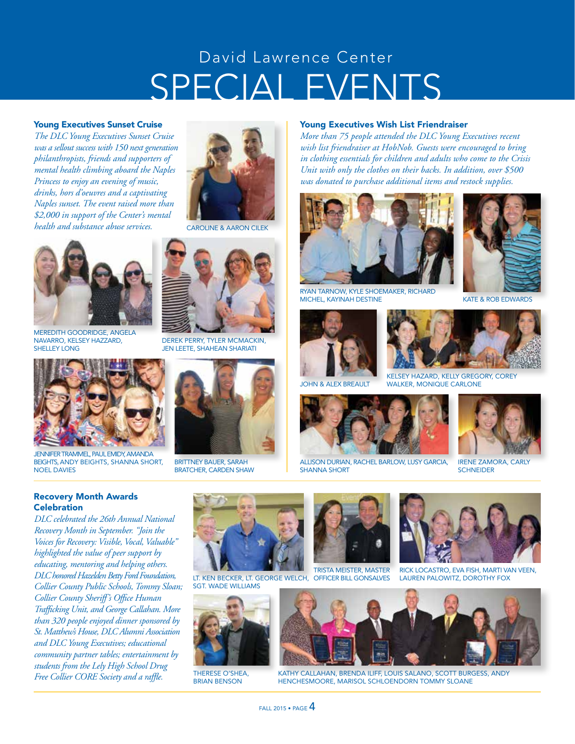David Lawrence Center

# SPECIAL EVENTS

## Young Executives Sunset Cruise

*The DLC Young Executives Sunset Cruise was a sellout success with 150 next generation philanthropists, friends and supporters of mental health climbing aboard the Naples Princess to enjoy an evening of music, drinks, hors d'oeuvres and a captivating Naples sunset. The event raised more than $2,000 in support of the Center's mental health and substance abuse services.*

CAROLINE & AARON CILEK

MEREDITH GOODRIDGE, ANGELA NAVARRO, KELSEY HAZZARD, SHELLEY LONG

DEREK PERRY, TYLER MCMACKIN, JEN LEETE, SHAHEAN SHARIATI

JENNIFER TRAMMEL, PAUL EMIDY, AMANDA BEIGHTS, ANDY BEIGHTS, SHANNA SHORT, NOEL DAVIES

BRITTNEY BAUER, SARAH BRATCHER, CARDEN SHAW

## Young Executives Wish List Friendraiser

*More than 75 people attended the DLC Young Executives recent wish list friendraiser at HobNob. Guests were encouraged to bring in clothing essentials for children and adults who come to the Crisis Unit with only the clothes on their backs. In addition, over $500 was donated to purchase additional items and restock supplies.*

RYAN TARNOW, KYLE SHOEMAKER, RICHARD MICHEL, KAYINAH DESTINE

KATE & ROB EDWARDS

JOHN & ALEX BREAULT

KELSEY HAZARD, KELLY GREGORY, COREY WALKER, MONIQUE CARLONE

ALLISON DURIAN, RACHEL BARLOW, LUSY GARCIA, SHANNA SHORT

IRENE ZAMORA, CARLY SCHNEIDER

## Recovery Month Awards Celebration

*DLC celebrated the 26th Annual National Recovery Month in September. "Join the Voices for Recovery: Visible, Vocal, Valuable" highlighted the value of peer support by educating, mentoring and helping others. DLC honored Hazelden Betty Ford Foundation, Collier County Public Schools, Tommy Sloan; Collier County Sheriff's Office Human Trafficking Unit, and George Callahan. More than 320 people enjoyed dinner sponsored by St. Matthew's House, DLC Alumni Association and DLC Young Executives; educational community partner tables; entertainment by students from the Lely High School Drug Free Collier CORE Society and a raffle.*

LT. KEN BECKER, LT. GEORGE WELCH, SGT. WADE WILLIAMS

TRISTA MEISTER, MASTER OFFICER BILL GONSALVES

RICK LOCASTRO, EVA FISH, MARTI VAN VEEN, LAUREN PALOWITZ, DOROTHY FOX

THERESE O'SHEA, BRIAN BENSON

KATHY CALLAHAN, BRENDA ILIFF, LOUIS SALANO, SCOTT BURGESS, ANDY HENCHESMOORE, MARISOL SCHLOENDORN TOMMY SLOANE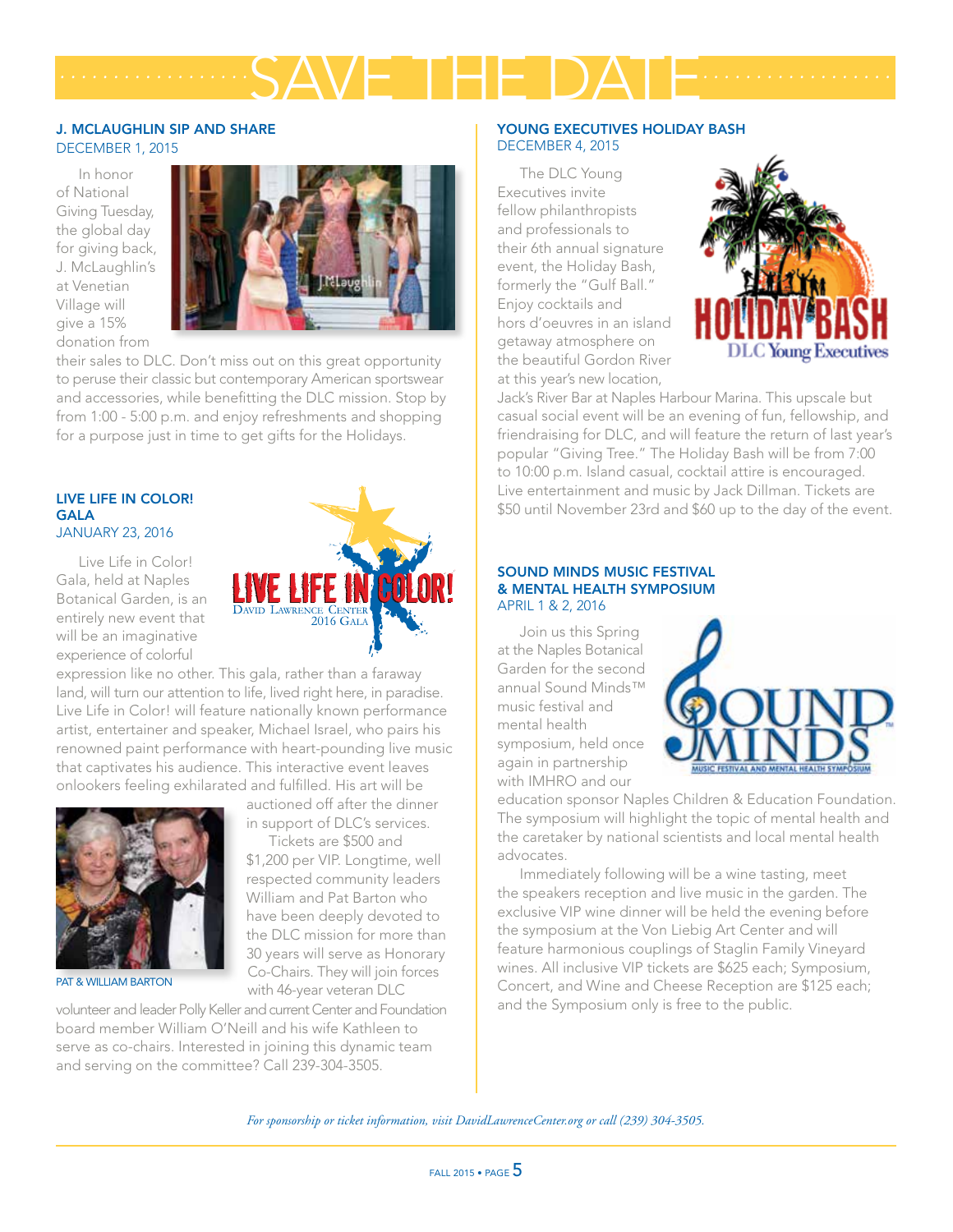# SAVE THE DATE

## J. MCLAUGHLIN SIP AND SHARE
DECEMBER 1, 2015

In honor of National Giving Tuesday, the global day for giving back, J. McLaughlin's at Venetian Village will give a 15% donation from their sales to DLC. Don't miss out on this great opportunity to peruse their classic but contemporary American sportswear and accessories, while benefitting the DLC mission. Stop by from 1:00 - 5:00 p.m. and enjoy refreshments and shopping for a purpose just in time to get gifts for the Holidays.

## LIVE LIFE IN COLOR! GALA
JANUARY 23, 2016

Live Life in Color! Gala, held at Naples Botanical Garden, is an entirely new event that will be an imaginative experience of colorful expression like no other. This gala, rather than a faraway land, will turn our attention to life, lived right here, in paradise. Live Life in Color! will feature nationally known performance artist, entertainer and speaker, Michael Israel, who pairs his renowned paint performance with heart-pounding live music that captivates his audience. This interactive event leaves onlookers feeling exhilarated and fulfilled. His art will be auctioned off after the dinner in support of DLC's services.

Tickets are $500 and $1,200 per VIP. Longtime, well respected community leaders William and Pat Barton who have been deeply devoted to the DLC mission for more than 30 years will serve as Honorary Co-Chairs. They will join forces with 46-year veteran DLC volunteer and leader Polly Keller and current Center and Foundation board member William O'Neill and his wife Kathleen to serve as co-chairs. Interested in joining this dynamic team and serving on the committee? Call 239-304-3505.

PAT & WILLIAM BARTON

## YOUNG EXECUTIVES HOLIDAY BASH
DECEMBER 4, 2015

The DLC Young Executives invite fellow philanthropists and professionals to their 6th annual signature event, the Holiday Bash, formerly the "Gulf Ball." Enjoy cocktails and hors d'oeuvres in an island getaway atmosphere on the beautiful Gordon River at this year's new location, Jack's River Bar at Naples Harbour Marina. This upscale but casual social event will be an evening of fun, fellowship, and friendraising for DLC, and will feature the return of last year's popular "Giving Tree." The Holiday Bash will be from 7:00 to 10:00 p.m. Island casual, cocktail attire is encouraged. Live entertainment and music by Jack Dillman. Tickets are $50 until November 23rd and $60 up to the day of the event.

## SOUND MINDS MUSIC FESTIVAL & MENTAL HEALTH SYMPOSIUM
APRIL 1 & 2, 2016

Join us this Spring at the Naples Botanical Garden for the second annual Sound Minds™ music festival and mental health symposium, held once again in partnership with IMHRO and our education sponsor Naples Children & Education Foundation. The symposium will highlight the topic of mental health and the caretaker by national scientists and local mental health advocates.

Immediately following will be a wine tasting, meet the speakers reception and live music in the garden. The exclusive VIP wine dinner will be held the evening before the symposium at the Von Liebig Art Center and will feature harmonious couplings of Staglin Family Vineyard wines. All inclusive VIP tickets are $625 each; Symposium, Concert, and Wine and Cheese Reception are $125 each; and the Symposium only is free to the public.

*For sponsorship or ticket information, visit DavidLawrenceCenter.org or call (239) 304-3505.*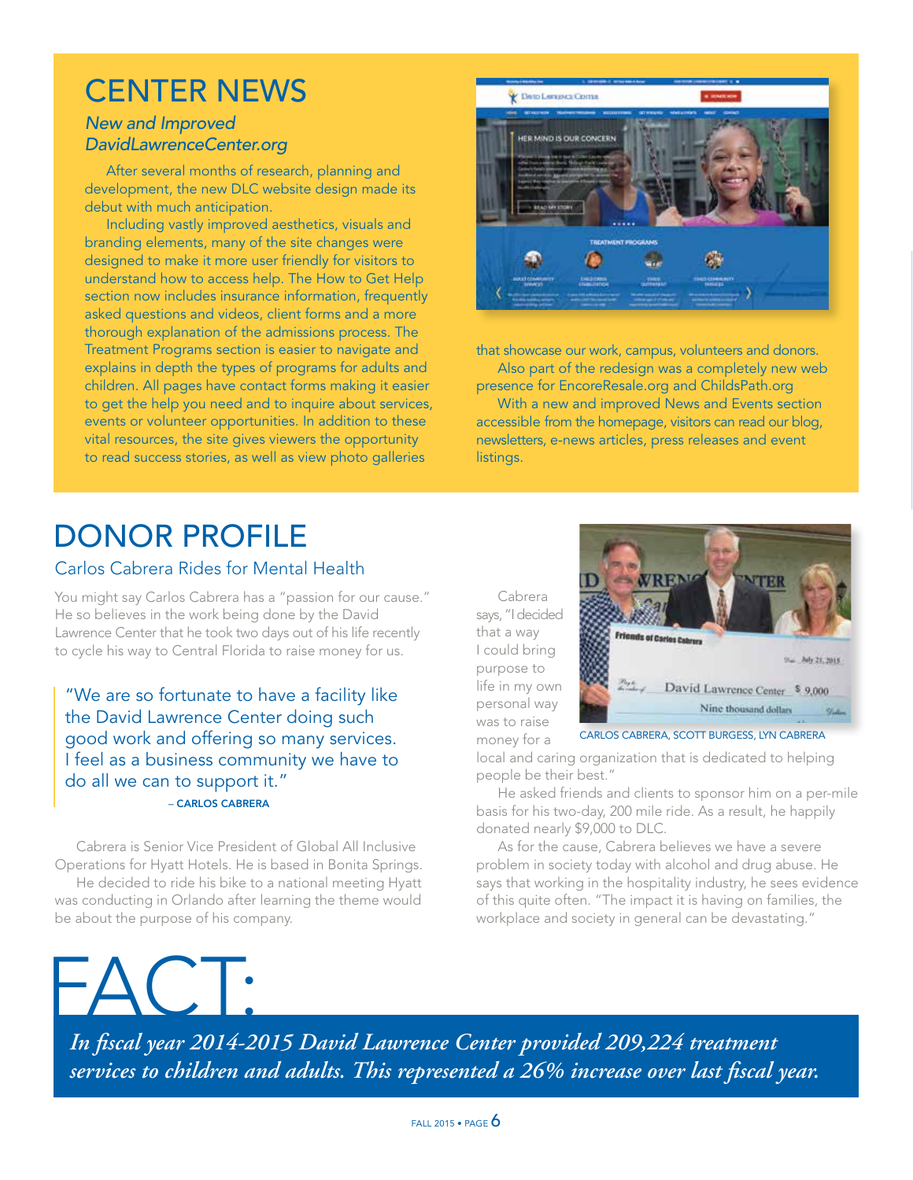# CENTER NEWS

*New and Improved DavidLawrenceCenter.org*

After several months of research, planning and development, the new DLC website design made its debut with much anticipation.

Including vastly improved aesthetics, visuals and branding elements, many of the site changes were designed to make it more user friendly for visitors to understand how to access help. The How to Get Help section now includes insurance information, frequently asked questions and videos, client forms and a more thorough explanation of the admissions process. The Treatment Programs section is easier to navigate and explains in depth the types of programs for adults and children. All pages have contact forms making it easier to get the help you need and to inquire about services, events or volunteer opportunities. In addition to these vital resources, the site gives viewers the opportunity to read success stories, as well as view photo galleries that showcase our work, campus, volunteers and donors.

Also part of the redesign was a completely new web presence for EncoreResale.org and ChildsPath.org

With a new and improved News and Events section accessible from the homepage, visitors can read our blog, newsletters, e-news articles, press releases and event listings.

# DONOR PROFILE

## Carlos Cabrera Rides for Mental Health

You might say Carlos Cabrera has a "passion for our cause." He so believes in the work being done by the David Lawrence Center that he took two days out of his life recently to cycle his way to Central Florida to raise money for us.

> "We are so fortunate to have a facility like the David Lawrence Center doing such good work and offering so many services. I feel as a business community we have to do all we can to support it."
>
> – CARLOS CABRERA

Cabrera is Senior Vice President of Global All Inclusive Operations for Hyatt Hotels. He is based in Bonita Springs.

He decided to ride his bike to a national meeting Hyatt was conducting in Orlando after learning the theme would be about the purpose of his company.

Cabrera says, "I decided that a way I could bring purpose to life in my own personal way was to raise money for a local and caring organization that is dedicated to helping people be their best."

CARLOS CABRERA, SCOTT BURGESS, LYN CABRERA

He asked friends and clients to sponsor him on a per-mile basis for his two-day, 200 mile ride. As a result, he happily donated nearly $9,000 to DLC.

As for the cause, Cabrera believes we have a severe problem in society today with alcohol and drug abuse. He says that working in the hospitality industry, he sees evidence of this quite often. "The impact it is having on families, the workplace and society in general can be devastating."

# FACT:

*In fiscal year 2014-2015 David Lawrence Center provided 209,224 treatment services to children and adults. This represented a 26% increase over last fiscal year.*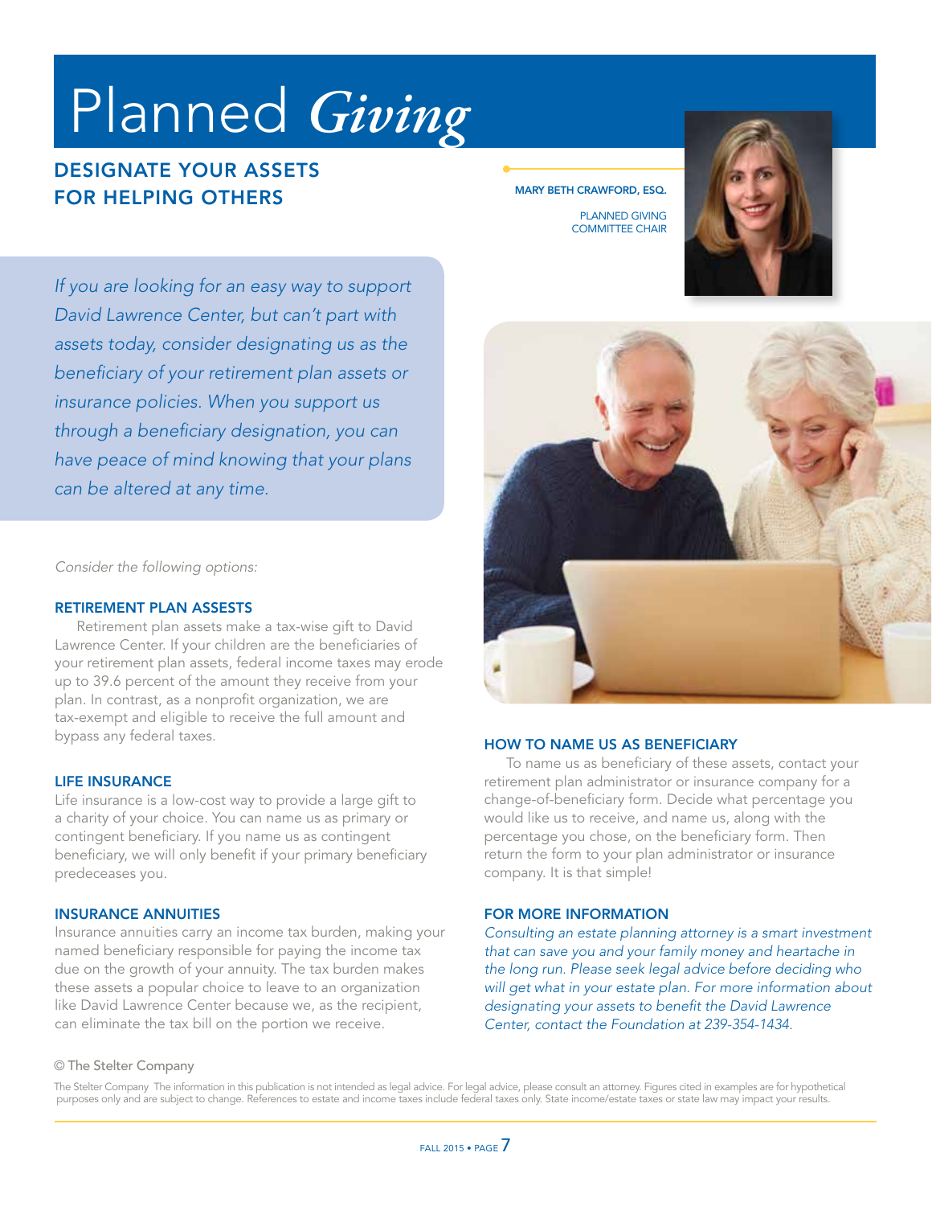# Planned *Giving*

## DESIGNATE YOUR ASSETS FOR HELPING OTHERS

**MARY BETH CRAWFORD, ESQ.**

PLANNED GIVING COMMITTEE CHAIR

*If you are looking for an easy way to support David Lawrence Center, but can't part with assets today, consider designating us as the beneficiary of your retirement plan assets or insurance policies. When you support us through a beneficiary designation, you can have peace of mind knowing that your plans can be altered at any time.*

*Consider the following options:*

### RETIREMENT PLAN ASSETS

Retirement plan assets make a tax-wise gift to David Lawrence Center. If your children are the beneficiaries of your retirement plan assets, federal income taxes may erode up to 39.6 percent of the amount they receive from your plan. In contrast, as a nonprofit organization, we are tax-exempt and eligible to receive the full amount and bypass any federal taxes.

### LIFE INSURANCE

Life insurance is a low-cost way to provide a large gift to a charity of your choice. You can name us as primary or contingent beneficiary. If you name us as contingent beneficiary, we will only benefit if your primary beneficiary predeceases you.

### INSURANCE ANNUITIES

Insurance annuities carry an income tax burden, making your named beneficiary responsible for paying the income tax due on the growth of your annuity. The tax burden makes these assets a popular choice to leave to an organization like David Lawrence Center because we, as the recipient, can eliminate the tax bill on the portion we receive.

### HOW TO NAME US AS BENEFICIARY

To name us as beneficiary of these assets, contact your retirement plan administrator or insurance company for a change-of-beneficiary form. Decide what percentage you would like us to receive, and name us, along with the percentage you chose, on the beneficiary form. Then return the form to your plan administrator or insurance company. It is that simple!

### FOR MORE INFORMATION

*Consulting an estate planning attorney is a smart investment that can save you and your family money and heartache in the long run. Please seek legal advice before deciding who will get what in your estate plan. For more information about designating your assets to benefit the David Lawrence Center, contact the Foundation at 239-354-1434.*

© The Stelter Company

The Stelter Company The information in this publication is not intended as legal advice. For legal advice, please consult an attorney. Figures cited in examples are for hypothetical purposes only and are subject to change. References to estate and income taxes include federal taxes only. State income/estate taxes or state law may impact your results.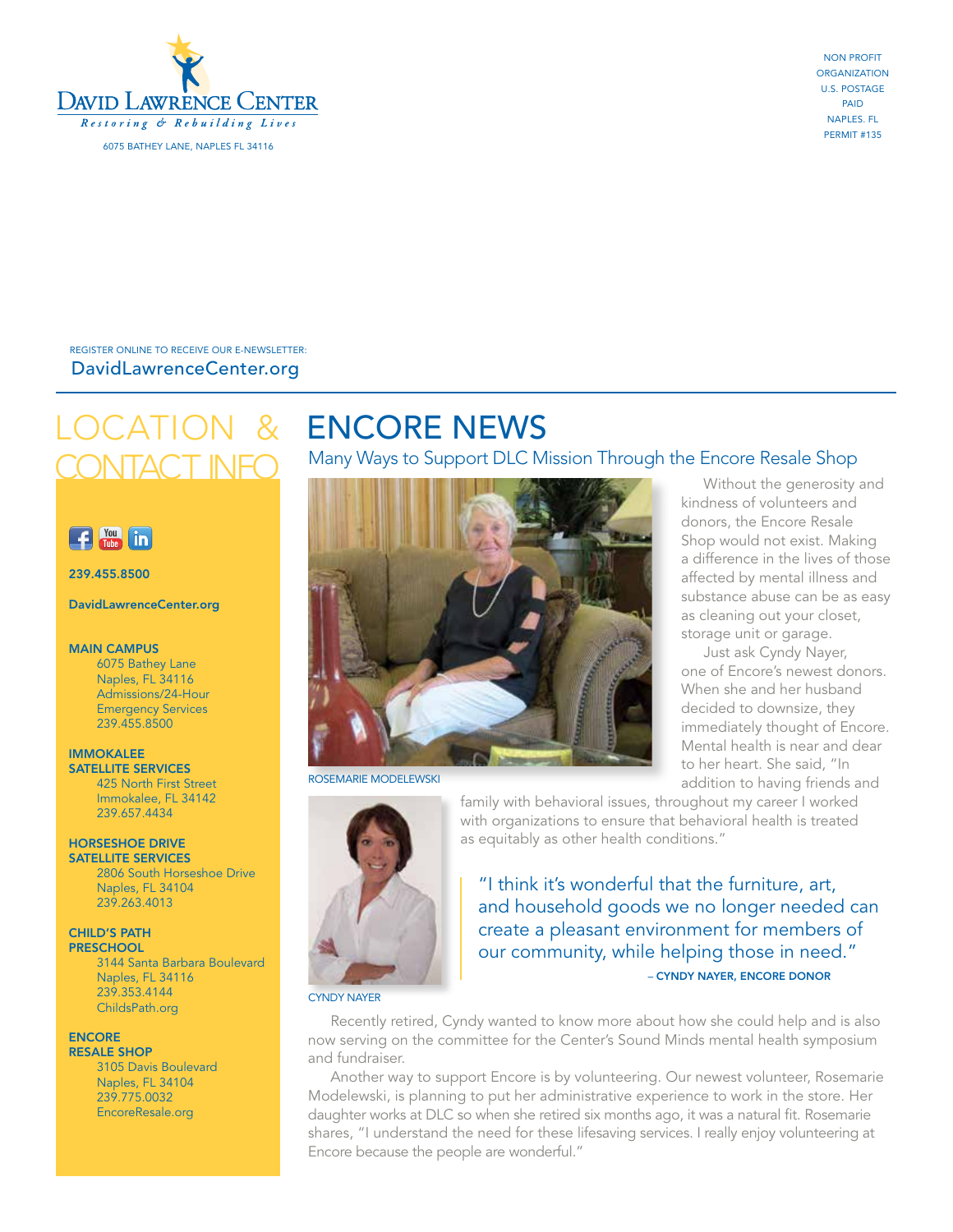DAVID LAWRENCE CENTER

*Restoring & Rebuilding Lives*

6075 BATHEY LANE, NAPLES FL 34116

NON PROFIT ORGANIZATION
U.S. POSTAGE
PAID
NAPLES. FL
PERMIT #135

REGISTER ONLINE TO RECEIVE OUR E-NEWSLETTER:
DavidLawrenceCenter.org

## LOCATION & CONTACT INFO

**239.455.8500**

**DavidLawrenceCenter.org**

**MAIN CAMPUS**
6075 Bathey Lane
Naples, FL 34116
Admissions/24-Hour Emergency Services
239.455.8500

**IMMOKALEE SATELLITE SERVICES**
425 North First Street
Immokalee, FL 34142
239.657.4434

**HORSESHOE DRIVE SATELLITE SERVICES**
2806 South Horseshoe Drive
Naples, FL 34104
239.263.4013

**CHILD'S PATH PRESCHOOL**
3144 Santa Barbara Boulevard
Naples, FL 34116
239.353.4144
ChildsPath.org

**ENCORE RESALE SHOP**
3105 Davis Boulevard
Naples, FL 34104
239.775.0032
EncoreResale.org

# ENCORE NEWS

## Many Ways to Support DLC Mission Through the Encore Resale Shop

ROSEMARIE MODELEWSKI

CYNDY NAYER

Without the generosity and kindness of volunteers and donors, the Encore Resale Shop would not exist. Making a difference in the lives of those affected by mental illness and substance abuse can be as easy as cleaning out your closet, storage unit or garage.

Just ask Cyndy Nayer, one of Encore's newest donors. When she and her husband decided to downsize, they immediately thought of Encore. Mental health is near and dear to her heart. She said, "In addition to having friends and family with behavioral issues, throughout my career I worked with organizations to ensure that behavioral health is treated as equitably as other health conditions."

> "I think it's wonderful that the furniture, art, and household goods we no longer needed can create a pleasant environment for members of our community, while helping those in need."
>
> – **CYNDY NAYER, ENCORE DONOR**

Recently retired, Cyndy wanted to know more about how she could help and is also now serving on the committee for the Center's Sound Minds mental health symposium and fundraiser.

Another way to support Encore is by volunteering. Our newest volunteer, Rosemarie Modelewski, is planning to put her administrative experience to work in the store. Her daughter works at DLC so when she retired six months ago, it was a natural fit. Rosemarie shares, "I understand the need for these lifesaving services. I really enjoy volunteering at Encore because the people are wonderful."